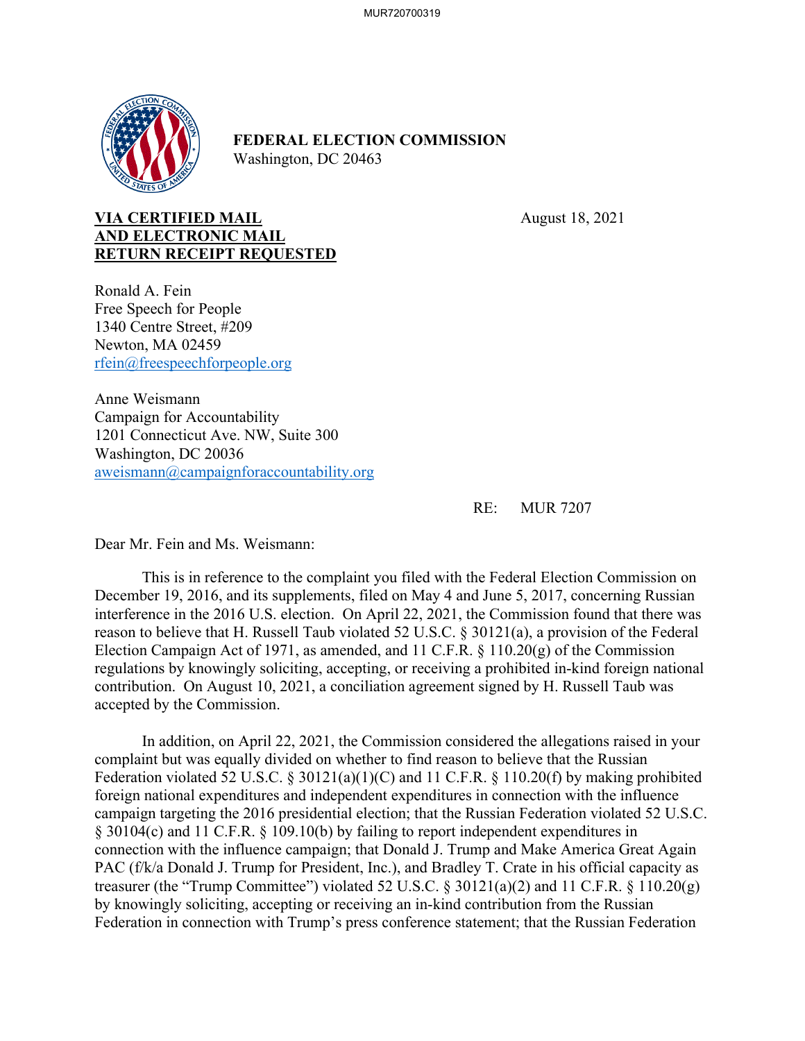**FEDERAL ELECTION COMMISSION**
Washington, DC 20463

**VIA CERTIFIED MAIL**
**AND ELECTRONIC MAIL**
**RETURN RECEIPT REQUESTED**

August 18, 2021

Ronald A. Fein
Free Speech for People
1340 Centre Street, #209
Newton, MA 02459
rfein@freespeechforpeople.org

Anne Weismann
Campaign for Accountability
1201 Connecticut Ave. NW, Suite 300
Washington, DC 20036
aweismann@campaignforaccountability.org

RE: MUR 7207

Dear Mr. Fein and Ms. Weismann:

This is in reference to the complaint you filed with the Federal Election Commission on December 19, 2016, and its supplements, filed on May 4 and June 5, 2017, concerning Russian interference in the 2016 U.S. election. On April 22, 2021, the Commission found that there was reason to believe that H. Russell Taub violated 52 U.S.C. § 30121(a), a provision of the Federal Election Campaign Act of 1971, as amended, and 11 C.F.R. § 110.20(g) of the Commission regulations by knowingly soliciting, accepting, or receiving a prohibited in-kind foreign national contribution. On August 10, 2021, a conciliation agreement signed by H. Russell Taub was accepted by the Commission.

In addition, on April 22, 2021, the Commission considered the allegations raised in your complaint but was equally divided on whether to find reason to believe that the Russian Federation violated 52 U.S.C. § 30121(a)(1)(C) and 11 C.F.R. § 110.20(f) by making prohibited foreign national expenditures and independent expenditures in connection with the influence campaign targeting the 2016 presidential election; that the Russian Federation violated 52 U.S.C. § 30104(c) and 11 C.F.R. § 109.10(b) by failing to report independent expenditures in connection with the influence campaign; that Donald J. Trump and Make America Great Again PAC (f/k/a Donald J. Trump for President, Inc.), and Bradley T. Crate in his official capacity as treasurer (the "Trump Committee") violated 52 U.S.C. § 30121(a)(2) and 11 C.F.R. § 110.20(g) by knowingly soliciting, accepting or receiving an in-kind contribution from the Russian Federation in connection with Trump's press conference statement; that the Russian Federation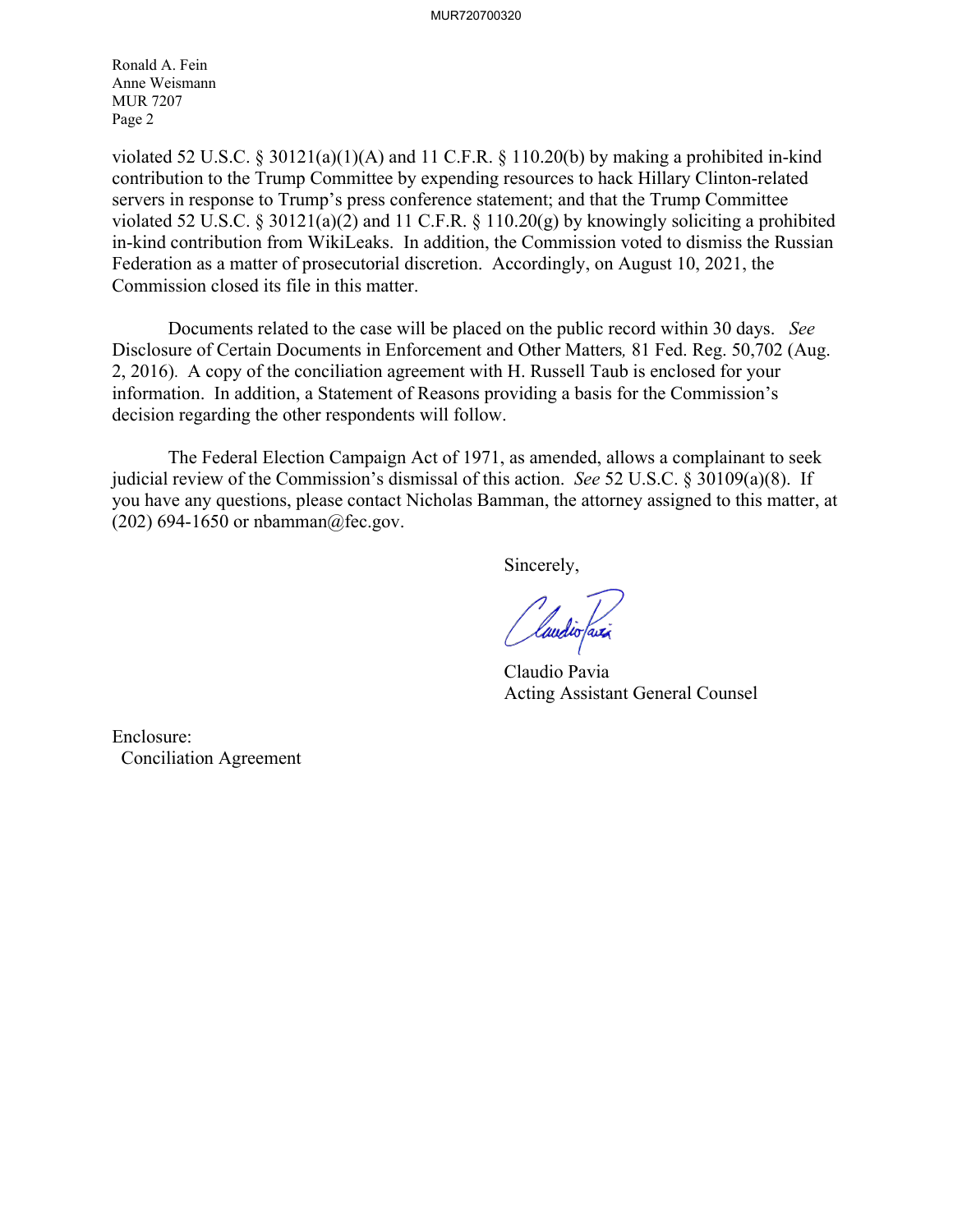Ronald A. Fein
Anne Weismann
MUR 7207
Page 2

violated 52 U.S.C. § 30121(a)(1)(A) and 11 C.F.R. § 110.20(b) by making a prohibited in-kind contribution to the Trump Committee by expending resources to hack Hillary Clinton-related servers in response to Trump's press conference statement; and that the Trump Committee violated 52 U.S.C. § 30121(a)(2) and 11 C.F.R. § 110.20(g) by knowingly soliciting a prohibited in-kind contribution from WikiLeaks. In addition, the Commission voted to dismiss the Russian Federation as a matter of prosecutorial discretion. Accordingly, on August 10, 2021, the Commission closed its file in this matter.

Documents related to the case will be placed on the public record within 30 days. *See* Disclosure of Certain Documents in Enforcement and Other Matters, 81 Fed. Reg. 50,702 (Aug. 2, 2016). A copy of the conciliation agreement with H. Russell Taub is enclosed for your information. In addition, a Statement of Reasons providing a basis for the Commission's decision regarding the other respondents will follow.

The Federal Election Campaign Act of 1971, as amended, allows a complainant to seek judicial review of the Commission's dismissal of this action. *See* 52 U.S.C. § 30109(a)(8). If you have any questions, please contact Nicholas Bamman, the attorney assigned to this matter, at (202) 694-1650 or nbamman@fec.gov.

Sincerely,

Claudio Pavia
Acting Assistant General Counsel

Enclosure:
Conciliation Agreement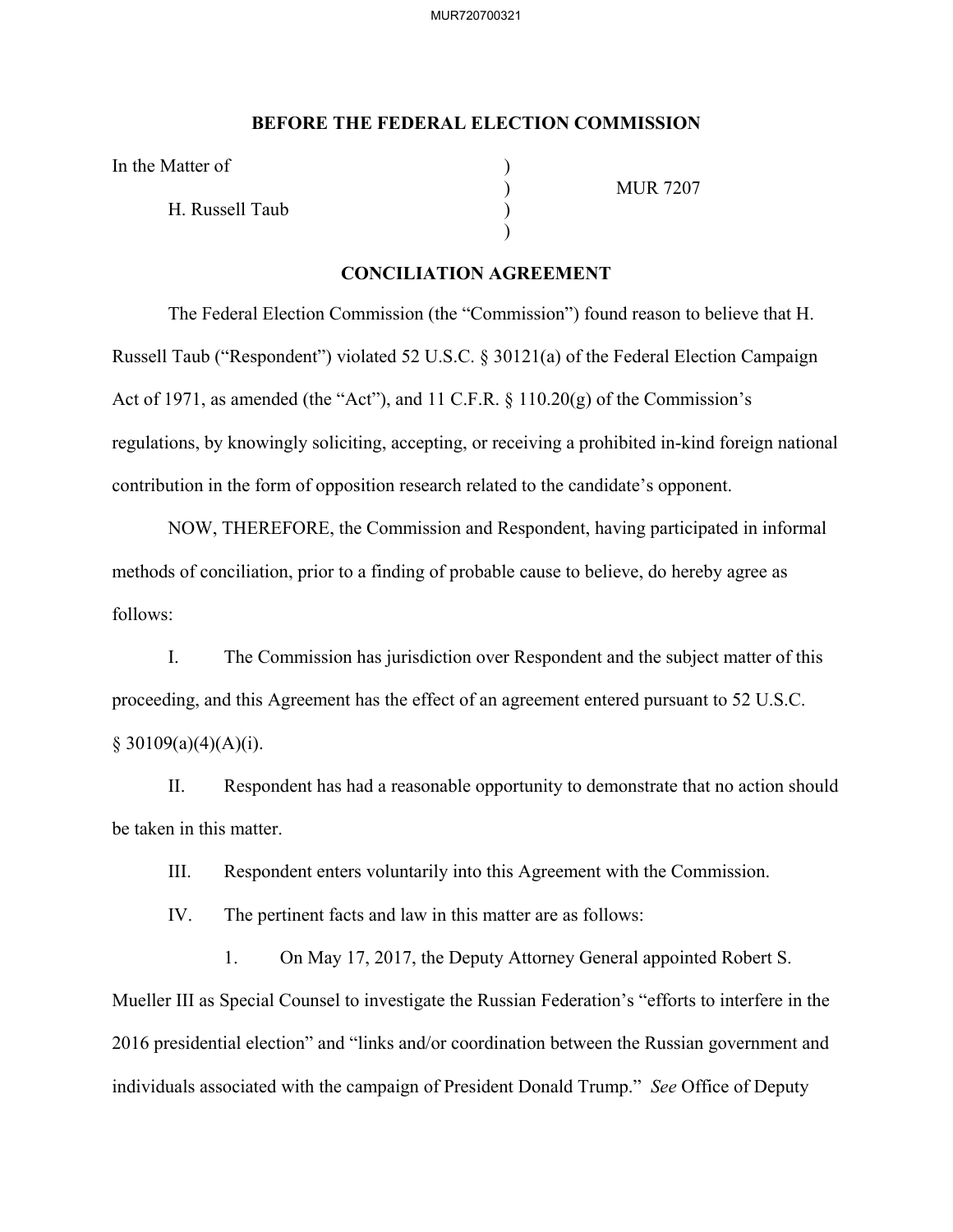**BEFORE THE FEDERAL ELECTION COMMISSION**

| | | |
|---|---|---|
| In the Matter of | ) | |
| | ) | MUR 7207 |
| H. Russell Taub | ) | |
| | ) | |

**CONCILIATION AGREEMENT**

The Federal Election Commission (the "Commission") found reason to believe that H. Russell Taub ("Respondent") violated 52 U.S.C. § 30121(a) of the Federal Election Campaign Act of 1971, as amended (the "Act"), and 11 C.F.R. § 110.20(g) of the Commission's regulations, by knowingly soliciting, accepting, or receiving a prohibited in-kind foreign national contribution in the form of opposition research related to the candidate's opponent.

NOW, THEREFORE, the Commission and Respondent, having participated in informal methods of conciliation, prior to a finding of probable cause to believe, do hereby agree as follows:

I. The Commission has jurisdiction over Respondent and the subject matter of this proceeding, and this Agreement has the effect of an agreement entered pursuant to 52 U.S.C. § 30109(a)(4)(A)(i).

II. Respondent has had a reasonable opportunity to demonstrate that no action should be taken in this matter.

III. Respondent enters voluntarily into this Agreement with the Commission.

IV. The pertinent facts and law in this matter are as follows:

1. On May 17, 2017, the Deputy Attorney General appointed Robert S. Mueller III as Special Counsel to investigate the Russian Federation's "efforts to interfere in the 2016 presidential election" and "links and/or coordination between the Russian government and individuals associated with the campaign of President Donald Trump." *See* Office of Deputy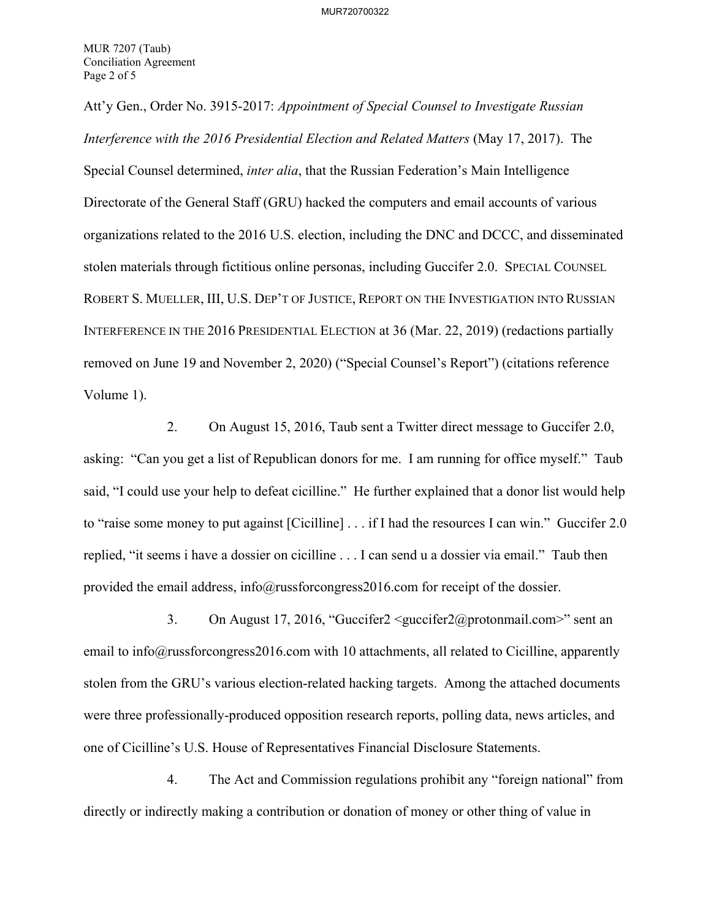Att'y Gen., Order No. 3915-2017: *Appointment of Special Counsel to Investigate Russian Interference with the 2016 Presidential Election and Related Matters* (May 17, 2017). The Special Counsel determined, *inter alia*, that the Russian Federation's Main Intelligence Directorate of the General Staff (GRU) hacked the computers and email accounts of various organizations related to the 2016 U.S. election, including the DNC and DCCC, and disseminated stolen materials through fictitious online personas, including Guccifer 2.0. SPECIAL COUNSEL ROBERT S. MUELLER, III, U.S. DEP'T OF JUSTICE, REPORT ON THE INVESTIGATION INTO RUSSIAN INTERFERENCE IN THE 2016 PRESIDENTIAL ELECTION at 36 (Mar. 22, 2019) (redactions partially removed on June 19 and November 2, 2020) ("Special Counsel's Report") (citations reference Volume 1).

2. On August 15, 2016, Taub sent a Twitter direct message to Guccifer 2.0, asking: "Can you get a list of Republican donors for me. I am running for office myself." Taub said, "I could use your help to defeat cicilline." He further explained that a donor list would help to "raise some money to put against [Cicilline] . . . if I had the resources I can win." Guccifer 2.0 replied, "it seems i have a dossier on cicilline . . . I can send u a dossier via email." Taub then provided the email address, info@russforcongress2016.com for receipt of the dossier.

3. On August 17, 2016, "Guccifer2 <guccifer2@protonmail.com>" sent an email to info@russforcongress2016.com with 10 attachments, all related to Cicilline, apparently stolen from the GRU's various election-related hacking targets. Among the attached documents were three professionally-produced opposition research reports, polling data, news articles, and one of Cicilline's U.S. House of Representatives Financial Disclosure Statements.

4. The Act and Commission regulations prohibit any "foreign national" from directly or indirectly making a contribution or donation of money or other thing of value in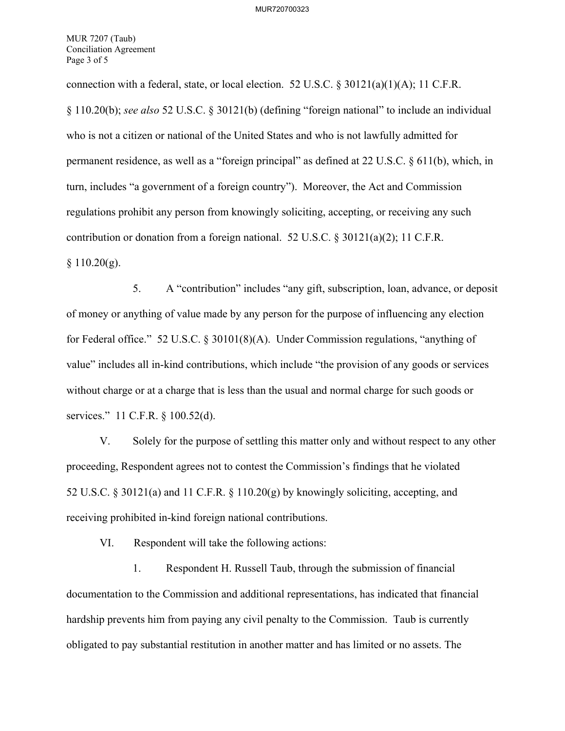connection with a federal, state, or local election. 52 U.S.C. § 30121(a)(1)(A); 11 C.F.R. § 110.20(b); *see also* 52 U.S.C. § 30121(b) (defining "foreign national" to include an individual who is not a citizen or national of the United States and who is not lawfully admitted for permanent residence, as well as a "foreign principal" as defined at 22 U.S.C. § 611(b), which, in turn, includes "a government of a foreign country"). Moreover, the Act and Commission regulations prohibit any person from knowingly soliciting, accepting, or receiving any such contribution or donation from a foreign national. 52 U.S.C. § 30121(a)(2); 11 C.F.R. § 110.20(g).

5. A "contribution" includes "any gift, subscription, loan, advance, or deposit of money or anything of value made by any person for the purpose of influencing any election for Federal office." 52 U.S.C. § 30101(8)(A). Under Commission regulations, "anything of value" includes all in-kind contributions, which include "the provision of any goods or services without charge or at a charge that is less than the usual and normal charge for such goods or services." 11 C.F.R. § 100.52(d).

V. Solely for the purpose of settling this matter only and without respect to any other proceeding, Respondent agrees not to contest the Commission's findings that he violated 52 U.S.C. § 30121(a) and 11 C.F.R. § 110.20(g) by knowingly soliciting, accepting, and receiving prohibited in-kind foreign national contributions.

VI. Respondent will take the following actions:

1. Respondent H. Russell Taub, through the submission of financial documentation to the Commission and additional representations, has indicated that financial hardship prevents him from paying any civil penalty to the Commission. Taub is currently obligated to pay substantial restitution in another matter and has limited or no assets. The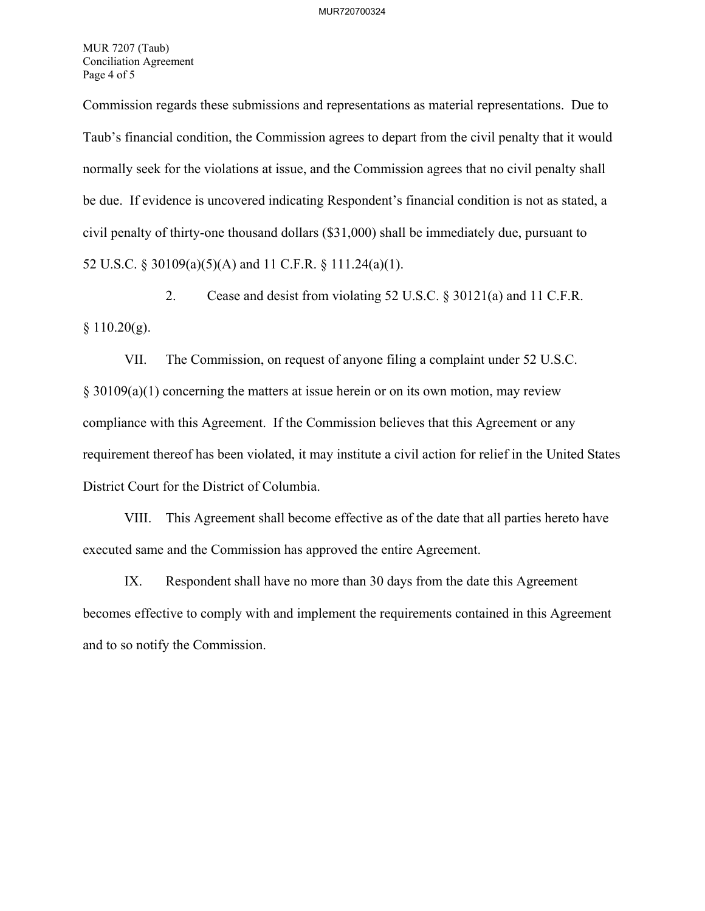Commission regards these submissions and representations as material representations. Due to Taub's financial condition, the Commission agrees to depart from the civil penalty that it would normally seek for the violations at issue, and the Commission agrees that no civil penalty shall be due. If evidence is uncovered indicating Respondent's financial condition is not as stated, a civil penalty of thirty-one thousand dollars ($31,000) shall be immediately due, pursuant to 52 U.S.C. § 30109(a)(5)(A) and 11 C.F.R. § 111.24(a)(1).

2. Cease and desist from violating 52 U.S.C. § 30121(a) and 11 C.F.R. § 110.20(g).

VII. The Commission, on request of anyone filing a complaint under 52 U.S.C. § 30109(a)(1) concerning the matters at issue herein or on its own motion, may review compliance with this Agreement. If the Commission believes that this Agreement or any requirement thereof has been violated, it may institute a civil action for relief in the United States District Court for the District of Columbia.

VIII. This Agreement shall become effective as of the date that all parties hereto have executed same and the Commission has approved the entire Agreement.

IX. Respondent shall have no more than 30 days from the date this Agreement becomes effective to comply with and implement the requirements contained in this Agreement and to so notify the Commission.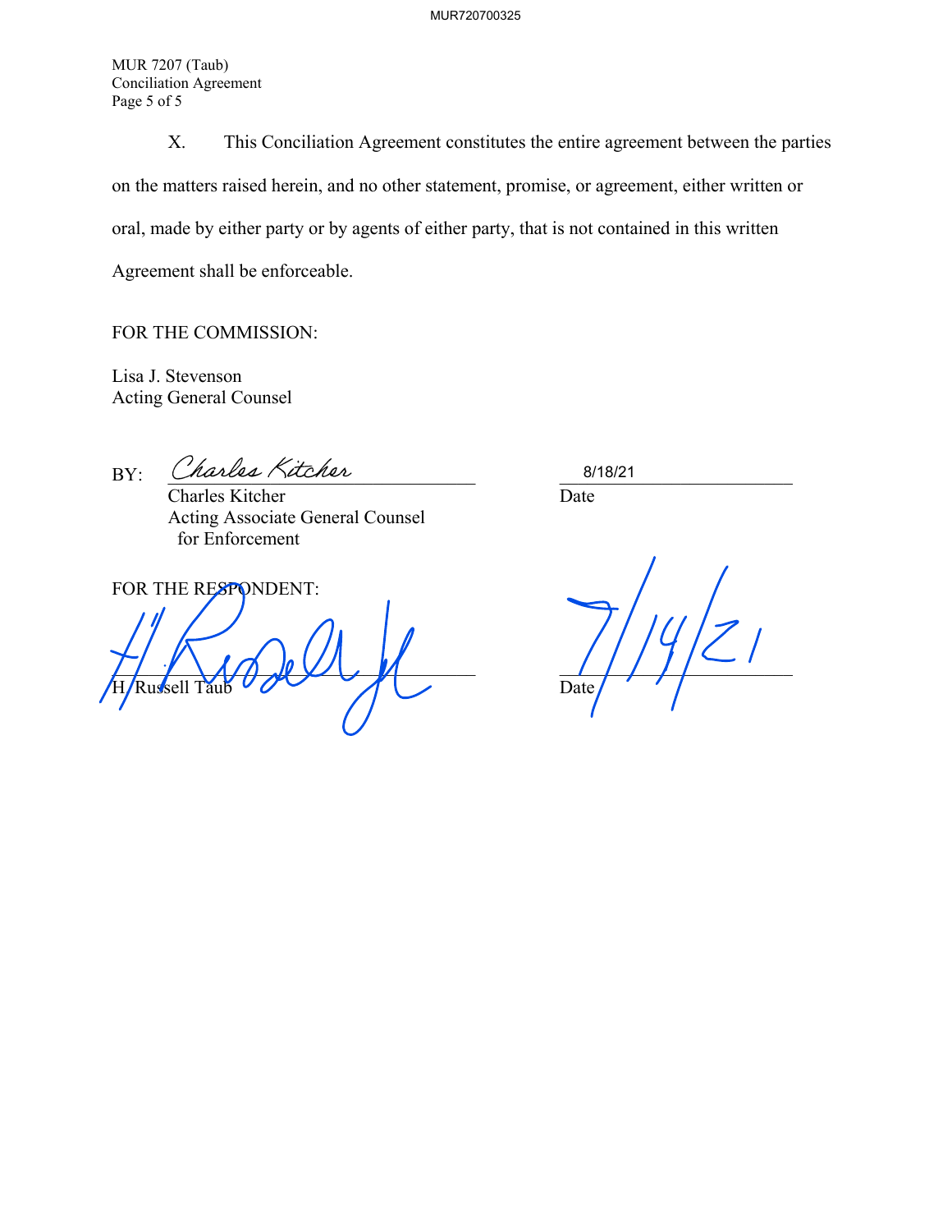X. This Conciliation Agreement constitutes the entire agreement between the parties on the matters raised herein, and no other statement, promise, or agreement, either written or oral, made by either party or by agents of either party, that is not contained in this written Agreement shall be enforceable.

FOR THE COMMISSION:

Lisa J. Stevenson
Acting General Counsel

BY: Charles Kitcher — 8/18/21
Charles Kitcher — Date
Acting Associate General Counsel
for Enforcement

FOR THE RESPONDENT:

H. Russell Taub — 7/14/21
H. Russell Taub — Date